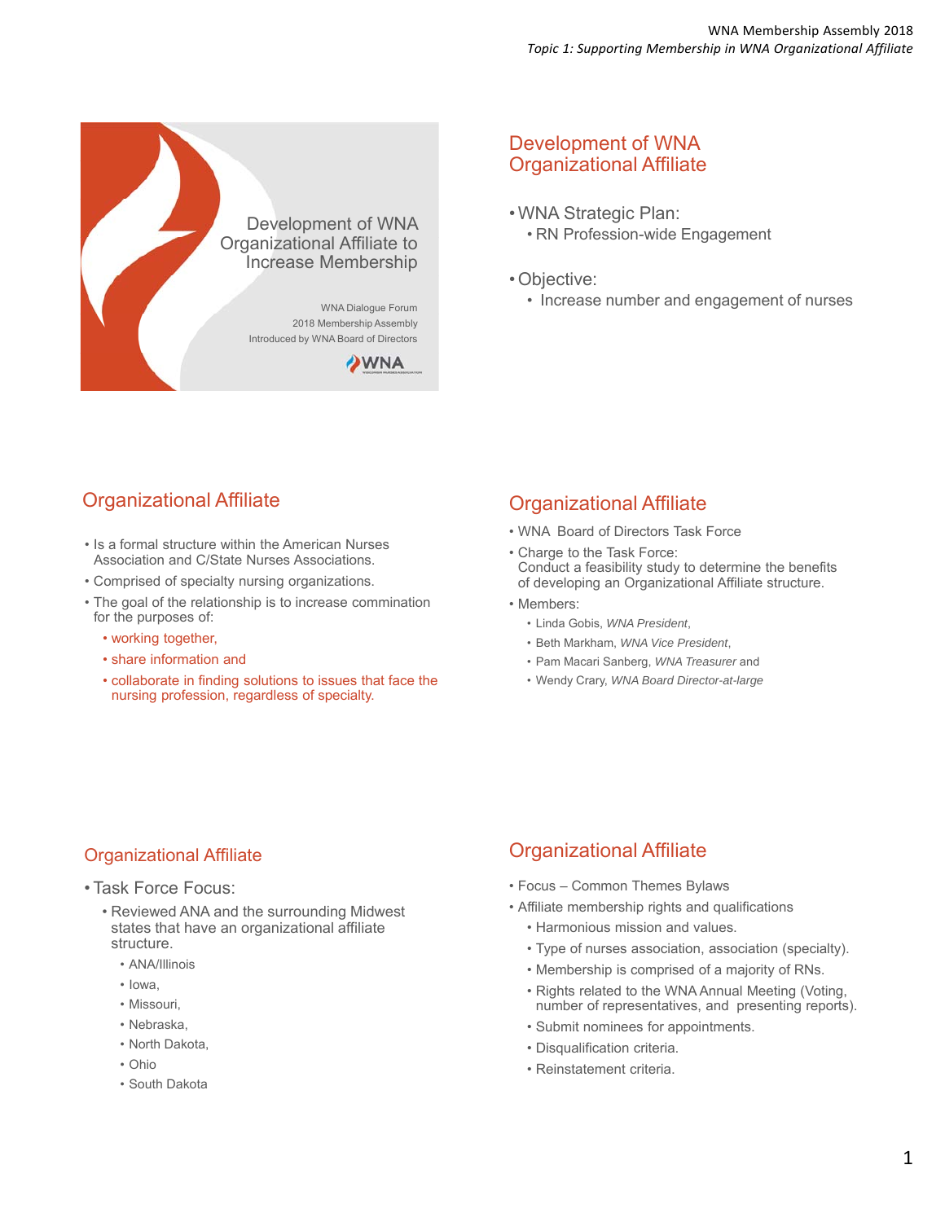## Development of WNA Organizational Affiliate to Increase Membership

WNA Dialogue Forum
2018 Membership Assembly
Introduced by WNA Board of Directors

## Development of WNA Organizational Affiliate

- WNA Strategic Plan:
  - RN Profession-wide Engagement
- Objective:
  - Increase number and engagement of nurses

## Organizational Affiliate

- Is a formal structure within the American Nurses Association and C/State Nurses Associations.
- Comprised of specialty nursing organizations.
- The goal of the relationship is to increase commination for the purposes of:
  - working together,
  - share information and
  - collaborate in finding solutions to issues that face the nursing profession, regardless of specialty.

## Organizational Affiliate

- WNA Board of Directors Task Force
- Charge to the Task Force:
  Conduct a feasibility study to determine the benefits of developing an Organizational Affiliate structure.
- Members:
  - Linda Gobis, *WNA President*,
  - Beth Markham, *WNA Vice President*,
  - Pam Macari Sanberg, *WNA Treasurer* and
  - Wendy Crary, *WNA Board Director-at-large*

## Organizational Affiliate

- Task Force Focus:
  - Reviewed ANA and the surrounding Midwest states that have an organizational affiliate structure.
    - ANA/Illinois
    - Iowa,
    - Missouri,
    - Nebraska,
    - North Dakota,
    - Ohio
    - South Dakota

## Organizational Affiliate

- Focus – Common Themes Bylaws
- Affiliate membership rights and qualifications
  - Harmonious mission and values.
  - Type of nurses association, association (specialty).
  - Membership is comprised of a majority of RNs.
  - Rights related to the WNA Annual Meeting (Voting, number of representatives, and presenting reports).
  - Submit nominees for appointments.
  - Disqualification criteria.
  - Reinstatement criteria.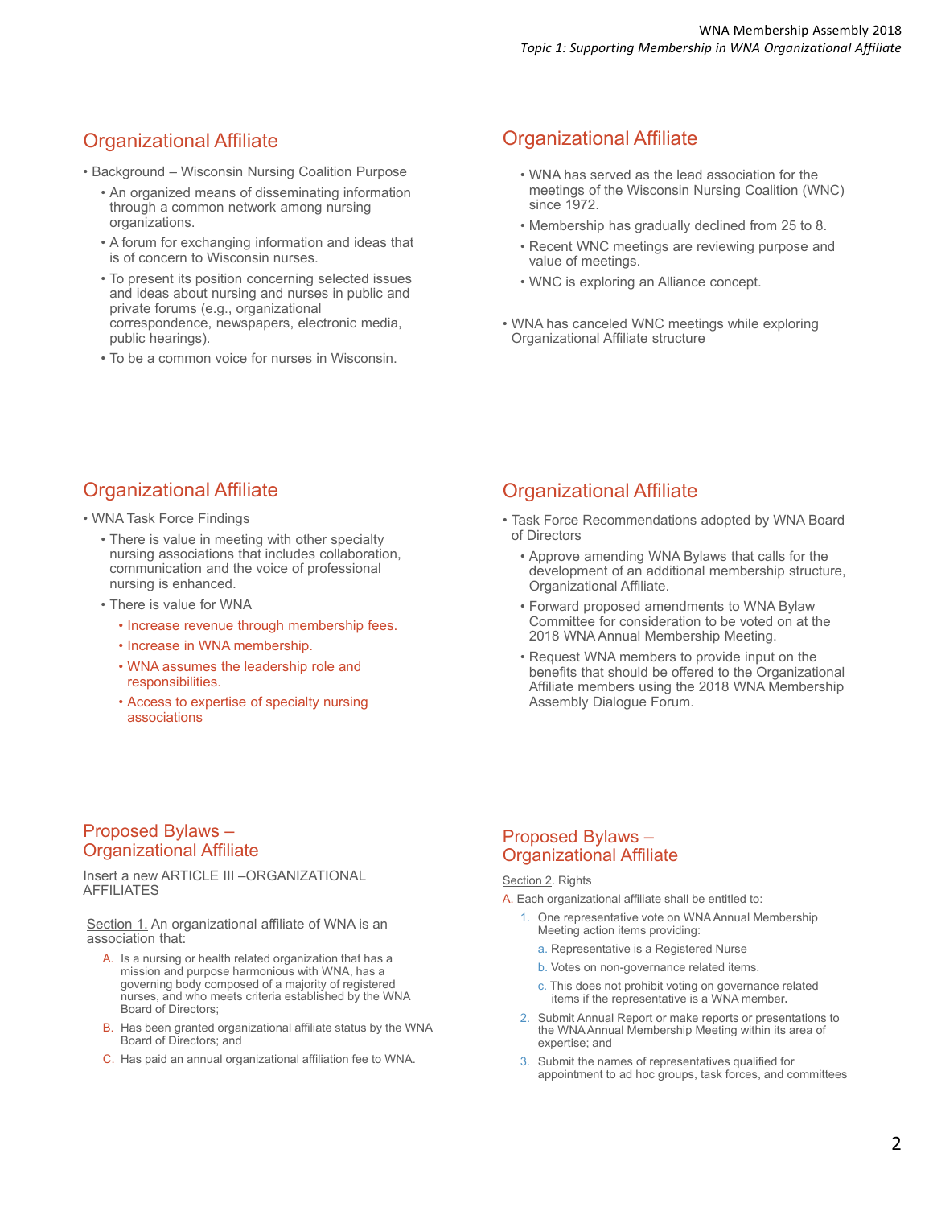## Organizational Affiliate

- Background – Wisconsin Nursing Coalition Purpose
  - An organized means of disseminating information through a common network among nursing organizations.
  - A forum for exchanging information and ideas that is of concern to Wisconsin nurses.
  - To present its position concerning selected issues and ideas about nursing and nurses in public and private forums (e.g., organizational correspondence, newspapers, electronic media, public hearings).
  - To be a common voice for nurses in Wisconsin.

## Organizational Affiliate

- WNA has served as the lead association for the meetings of the Wisconsin Nursing Coalition (WNC) since 1972.
- Membership has gradually declined from 25 to 8.
- Recent WNC meetings are reviewing purpose and value of meetings.
- WNC is exploring an Alliance concept.

- WNA has canceled WNC meetings while exploring Organizational Affiliate structure

## Organizational Affiliate

- WNA Task Force Findings
  - There is value in meeting with other specialty nursing associations that includes collaboration, communication and the voice of professional nursing is enhanced.
  - There is value for WNA
    - Increase revenue through membership fees.
    - Increase in WNA membership.
    - WNA assumes the leadership role and responsibilities.
    - Access to expertise of specialty nursing associations

## Organizational Affiliate

- Task Force Recommendations adopted by WNA Board of Directors
  - Approve amending WNA Bylaws that calls for the development of an additional membership structure, Organizational Affiliate.
  - Forward proposed amendments to WNA Bylaw Committee for consideration to be voted on at the 2018 WNA Annual Membership Meeting.
  - Request WNA members to provide input on the benefits that should be offered to the Organizational Affiliate members using the 2018 WNA Membership Assembly Dialogue Forum.

## Proposed Bylaws – Organizational Affiliate

Insert a new ARTICLE III –ORGANIZATIONAL AFFILIATES

Section 1. An organizational affiliate of WNA is an association that:

A. Is a nursing or health related organization that has a mission and purpose harmonious with WNA, has a governing body composed of a majority of registered nurses, and who meets criteria established by the WNA Board of Directors;

B. Has been granted organizational affiliate status by the WNA Board of Directors; and

C. Has paid an annual organizational affiliation fee to WNA.

## Proposed Bylaws – Organizational Affiliate

Section 2. Rights

A. Each organizational affiliate shall be entitled to:

1. One representative vote on WNA Annual Membership Meeting action items providing:
   a. Representative is a Registered Nurse
   b. Votes on non-governance related items.
   c. This does not prohibit voting on governance related items if the representative is a WNA member**.**
2. Submit Annual Report or make reports or presentations to the WNA Annual Membership Meeting within its area of expertise; and
3. Submit the names of representatives qualified for appointment to ad hoc groups, task forces, and committees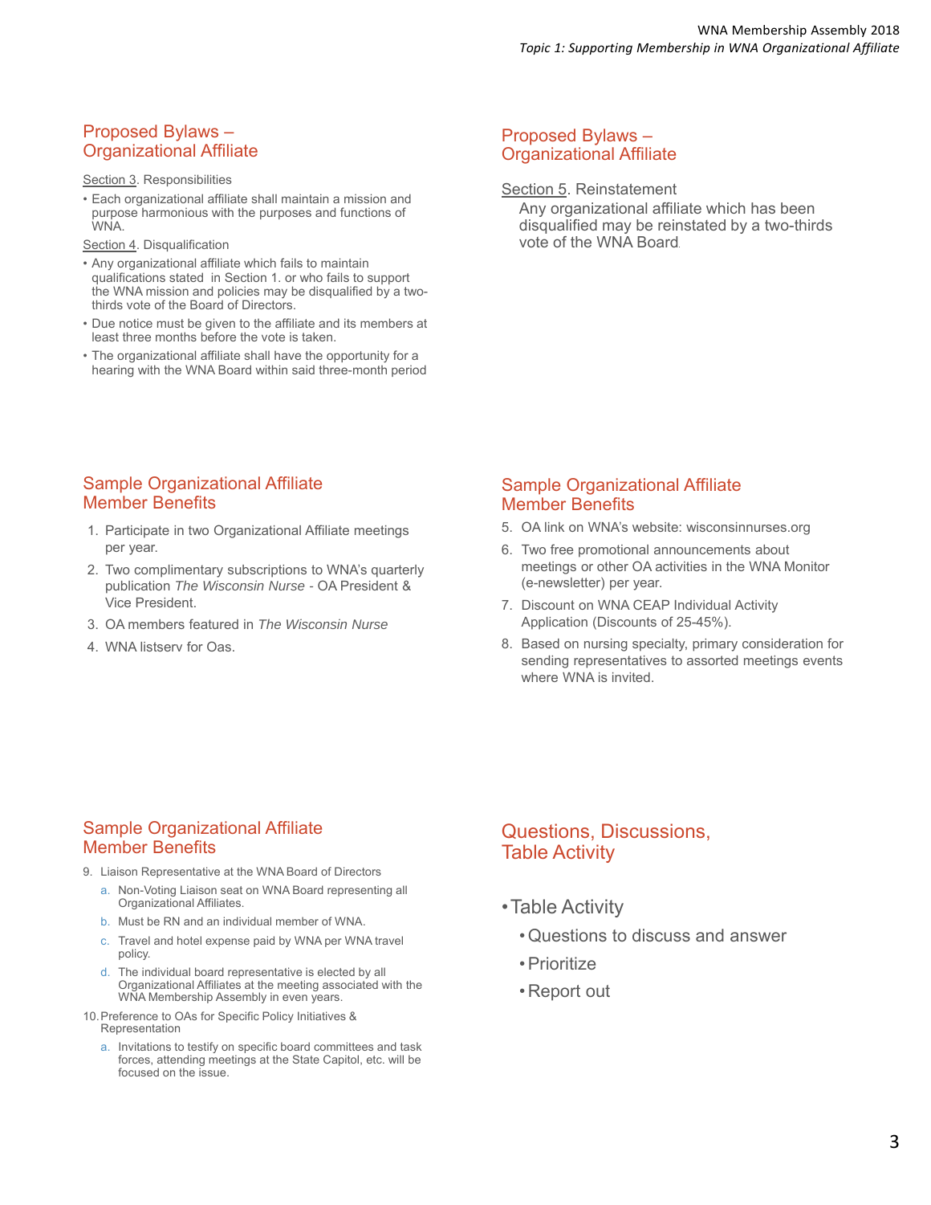## Proposed Bylaws – Organizational Affiliate

Section 3. Responsibilities

- Each organizational affiliate shall maintain a mission and purpose harmonious with the purposes and functions of WNA.

Section 4. Disqualification

- Any organizational affiliate which fails to maintain qualifications stated in Section 1. or who fails to support the WNA mission and policies may be disqualified by a two-thirds vote of the Board of Directors.
- Due notice must be given to the affiliate and its members at least three months before the vote is taken.
- The organizational affiliate shall have the opportunity for a hearing with the WNA Board within said three-month period

## Proposed Bylaws – Organizational Affiliate

Section 5. Reinstatement

Any organizational affiliate which has been disqualified may be reinstated by a two-thirds vote of the WNA Board.

## Sample Organizational Affiliate Member Benefits

1. Participate in two Organizational Affiliate meetings per year.
2. Two complimentary subscriptions to WNA's quarterly publication *The Wisconsin Nurse* - OA President & Vice President.
3. OA members featured in *The Wisconsin Nurse*
4. WNA listserv for Oas.

## Sample Organizational Affiliate Member Benefits

5. OA link on WNA's website: wisconsinnurses.org
6. Two free promotional announcements about meetings or other OA activities in the WNA Monitor (e-newsletter) per year.
7. Discount on WNA CEAP Individual Activity Application (Discounts of 25-45%).
8. Based on nursing specialty, primary consideration for sending representatives to assorted meetings events where WNA is invited.

## Sample Organizational Affiliate Member Benefits

9. Liaison Representative at the WNA Board of Directors
   a. Non-Voting Liaison seat on WNA Board representing all Organizational Affiliates.
   b. Must be RN and an individual member of WNA.
   c. Travel and hotel expense paid by WNA per WNA travel policy.
   d. The individual board representative is elected by all Organizational Affiliates at the meeting associated with the WNA Membership Assembly in even years.
10. Preference to OAs for Specific Policy Initiatives & Representation
    a. Invitations to testify on specific board committees and task forces, attending meetings at the State Capitol, etc. will be focused on the issue.

## Questions, Discussions, Table Activity

- Table Activity
  - Questions to discuss and answer
  - Prioritize
  - Report out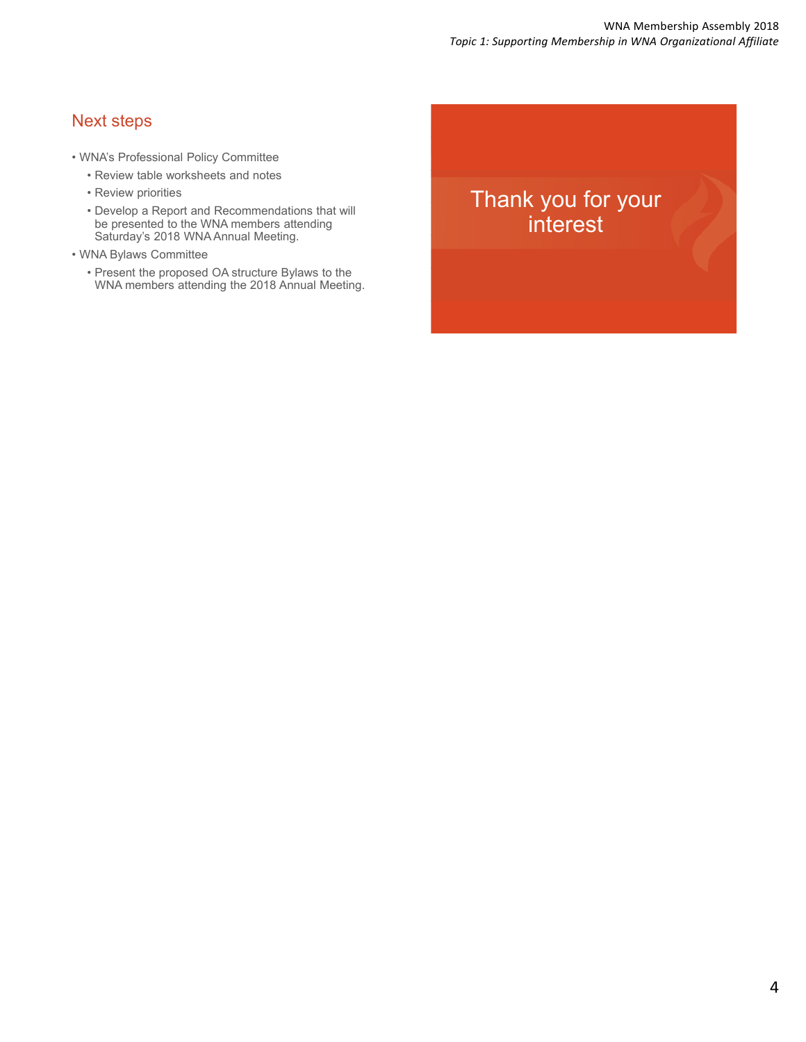## Next steps

- WNA's Professional Policy Committee
  - Review table worksheets and notes
  - Review priorities
  - Develop a Report and Recommendations that will be presented to the WNA members attending Saturday's 2018 WNA Annual Meeting.
- WNA Bylaws Committee
  - Present the proposed OA structure Bylaws to the WNA members attending the 2018 Annual Meeting.

Thank you for your interest